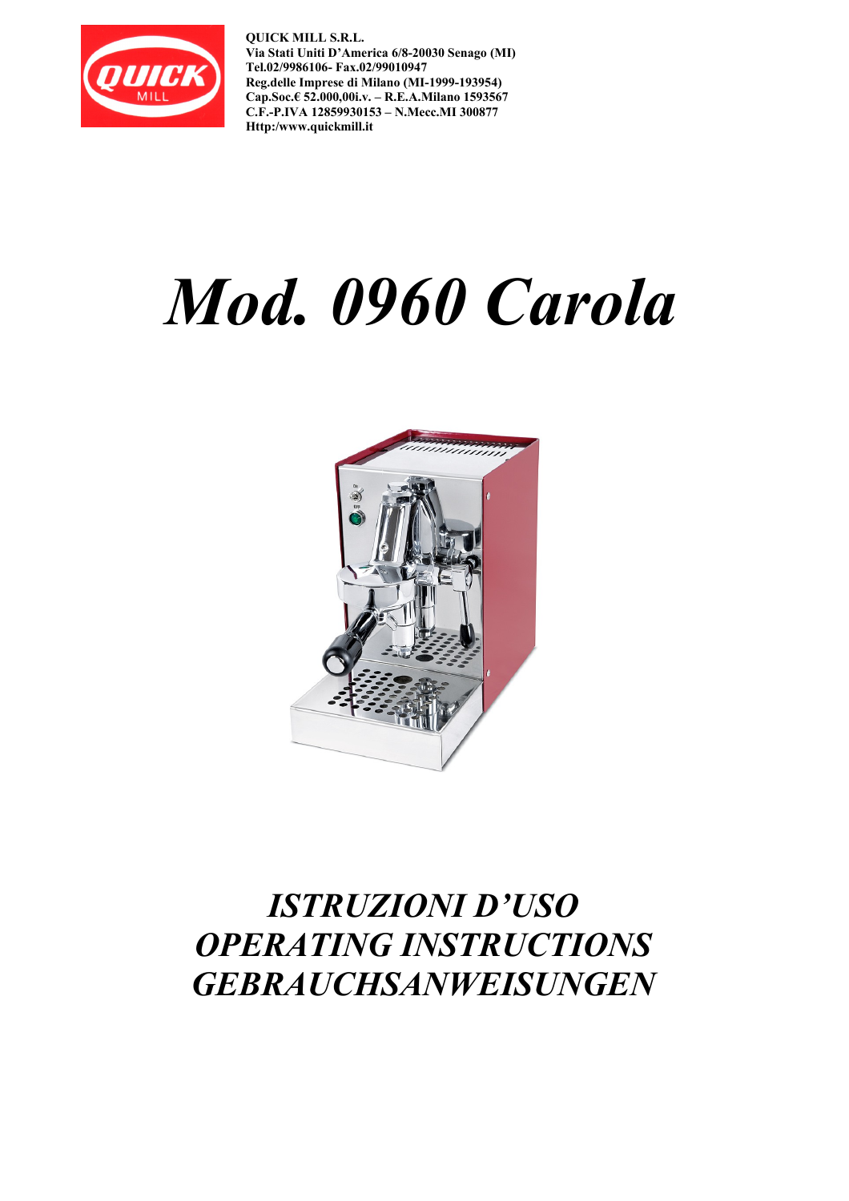**QUICK MILL S.R.L.**
**Via Stati Uniti D'America 6/8-20030 Senago (MI)**
**Tel.02/9986106- Fax.02/99010947**
**Reg.delle Imprese di Milano (MI-1999-193954)**
**Cap.Soc.€ 52.000,00i.v. – R.E.A.Milano 1593567**
**C.F.-P.IVA 12859930153 – N.Mecc.MI 300877**
**Http:/www.quickmill.it**

# *Mod. 0960 Carola*

## *ISTRUZIONI D'USO*
## *OPERATING INSTRUCTIONS*
## *GEBRAUCHSANWEISUNGEN*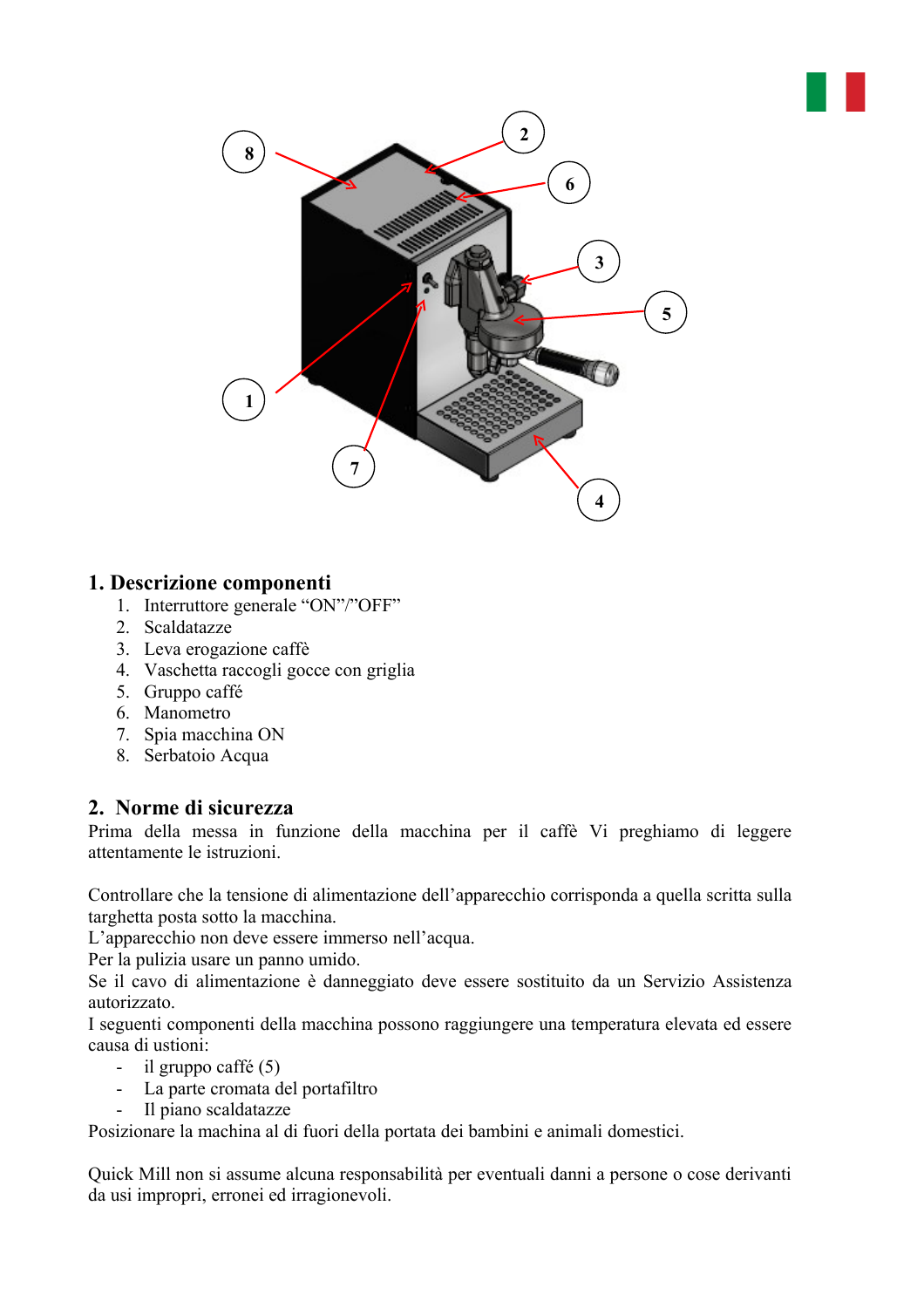## 1. Descrizione componenti

1. Interruttore generale “ON”/”OFF”
2. Scaldatazze
3. Leva erogazione caffè
4. Vaschetta raccogli gocce con griglia
5. Gruppo caffé
6. Manometro
7. Spia macchina ON
8. Serbatoio Acqua

## 2. Norme di sicurezza

Prima della messa in funzione della macchina per il caffè Vi preghiamo di leggere attentamente le istruzioni.

Controllare che la tensione di alimentazione dell’apparecchio corrisponda a quella scritta sulla targhetta posta sotto la macchina.
L’apparecchio non deve essere immerso nell’acqua.
Per la pulizia usare un panno umido.
Se il cavo di alimentazione è danneggiato deve essere sostituito da un Servizio Assistenza autorizzato.
I seguenti componenti della macchina possono raggiungere una temperatura elevata ed essere causa di ustioni:

- il gruppo caffé (5)
- La parte cromata del portafiltro
- Il piano scaldatazze

Posizionare la machina al di fuori della portata dei bambini e animali domestici.

Quick Mill non si assume alcuna responsabilità per eventuali danni a persone o cose derivanti da usi impropri, erronei ed irragionevoli.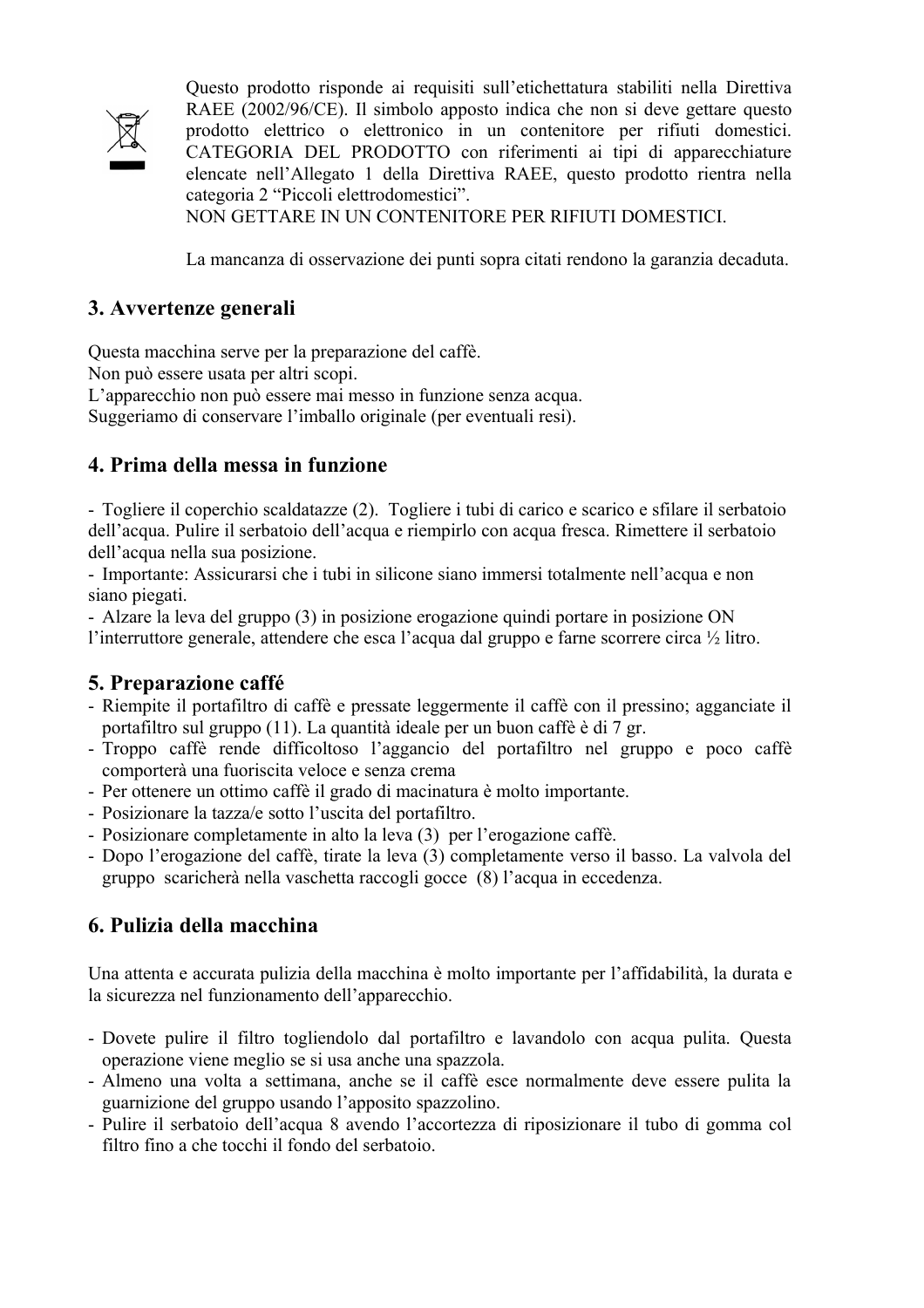Questo prodotto risponde ai requisiti sull'etichettatura stabiliti nella Direttiva RAEE (2002/96/CE). Il simbolo apposto indica che non si deve gettare questo prodotto elettrico o elettronico in un contenitore per rifiuti domestici. CATEGORIA DEL PRODOTTO con riferimenti ai tipi di apparecchiature elencate nell'Allegato 1 della Direttiva RAEE, questo prodotto rientra nella categoria 2 "Piccoli elettrodomestici".
NON GETTARE IN UN CONTENITORE PER RIFIUTI DOMESTICI.

La mancanza di osservazione dei punti sopra citati rendono la garanzia decaduta.

## 3. Avvertenze generali

Questa macchina serve per la preparazione del caffè.
Non può essere usata per altri scopi.
L'apparecchio non può essere mai messo in funzione senza acqua.
Suggeriamo di conservare l'imballo originale (per eventuali resi).

## 4. Prima della messa in funzione

- Togliere il coperchio scaldatazze (2). Togliere i tubi di carico e scarico e sfilare il serbatoio dell'acqua. Pulire il serbatoio dell'acqua e riempirlo con acqua fresca. Rimettere il serbatoio dell'acqua nella sua posizione.
- Importante: Assicurarsi che i tubi in silicone siano immersi totalmente nell'acqua e non siano piegati.
- Alzare la leva del gruppo (3) in posizione erogazione quindi portare in posizione ON l'interruttore generale, attendere che esca l'acqua dal gruppo e farne scorrere circa ½ litro.

## 5. Preparazione caffé

- Riempite il portafiltro di caffè e pressate leggermente il caffè con il pressino; agganciate il portafiltro sul gruppo (11). La quantità ideale per un buon caffè è di 7 gr.
- Troppo caffè rende difficoltoso l'aggancio del portafiltro nel gruppo e poco caffè comporterà una fuoriscita veloce e senza crema
- Per ottenere un ottimo caffè il grado di macinatura è molto importante.
- Posizionare la tazza/e sotto l'uscita del portafiltro.
- Posizionare completamente in alto la leva (3) per l'erogazione caffè.
- Dopo l'erogazione del caffè, tirate la leva (3) completamente verso il basso. La valvola del gruppo scaricherà nella vaschetta raccogli gocce (8) l'acqua in eccedenza.

## 6. Pulizia della macchina

Una attenta e accurata pulizia della macchina è molto importante per l'affidabilità, la durata e la sicurezza nel funzionamento dell'apparecchio.

- Dovete pulire il filtro togliendolo dal portafiltro e lavandolo con acqua pulita. Questa operazione viene meglio se si usa anche una spazzola.
- Almeno una volta a settimana, anche se il caffè esce normalmente deve essere pulita la guarnizione del gruppo usando l'apposito spazzolino.
- Pulire il serbatoio dell'acqua 8 avendo l'accortezza di riposizionare il tubo di gomma col filtro fino a che tocchi il fondo del serbatoio.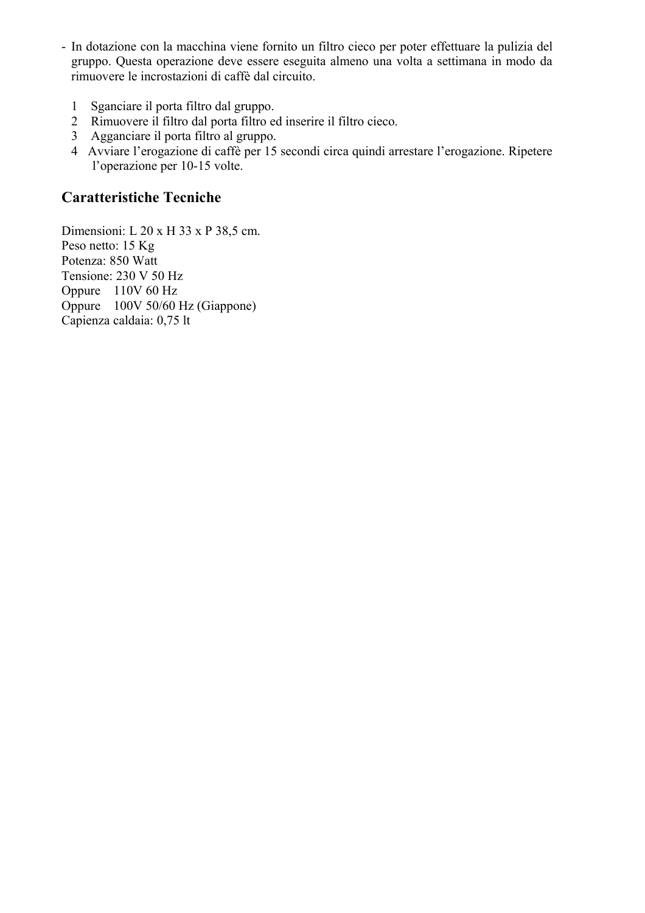- In dotazione con la macchina viene fornito un filtro cieco per poter effettuare la pulizia del gruppo. Questa operazione deve essere eseguita almeno una volta a settimana in modo da rimuovere le incrostazioni di caffè dal circuito.

1. Sganciare il porta filtro dal gruppo.
2. Rimuovere il filtro dal porta filtro ed inserire il filtro cieco.
3. Agganciare il porta filtro al gruppo.
4. Avviare l'erogazione di caffè per 15 secondi circa quindi arrestare l'erogazione. Ripetere l'operazione per 10-15 volte.

## Caratteristiche Tecniche

Dimensioni: L 20 x H 33 x P 38,5 cm.
Peso netto: 15 Kg
Potenza: 850 Watt
Tensione: 230 V 50 Hz
Oppure 110V 60 Hz
Oppure 100V 50/60 Hz (Giappone)
Capienza caldaia: 0,75 lt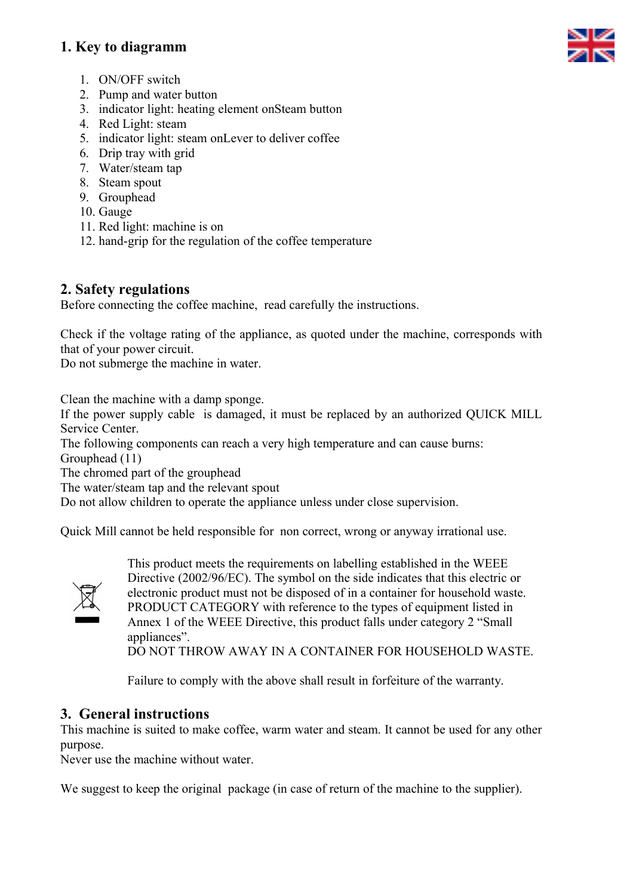## 1. Key to diagramm

1. ON/OFF switch
2. Pump and water button
3. indicator light: heating element onSteam button
4. Red Light: steam
5. indicator light: steam onLever to deliver coffee
6. Drip tray with grid
7. Water/steam tap
8. Steam spout
9. Grouphead
10. Gauge
11. Red light: machine is on
12. hand-grip for the regulation of the coffee temperature

## 2. Safety regulations

Before connecting the coffee machine, read carefully the instructions.

Check if the voltage rating of the appliance, as quoted under the machine, corresponds with that of your power circuit.
Do not submerge the machine in water.

Clean the machine with a damp sponge.
If the power supply cable is damaged, it must be replaced by an authorized QUICK MILL Service Center.
The following components can reach a very high temperature and can cause burns:
Grouphead (11)
The chromed part of the grouphead
The water/steam tap and the relevant spout
Do not allow children to operate the appliance unless under close supervision.

Quick Mill cannot be held responsible for non correct, wrong or anyway irrational use.

This product meets the requirements on labelling established in the WEEE Directive (2002/96/EC). The symbol on the side indicates that this electric or electronic product must not be disposed of in a container for household waste. PRODUCT CATEGORY with reference to the types of equipment listed in Annex 1 of the WEEE Directive, this product falls under category 2 "Small appliances".
DO NOT THROW AWAY IN A CONTAINER FOR HOUSEHOLD WASTE.

Failure to comply with the above shall result in forfeiture of the warranty.

## 3. General instructions

This machine is suited to make coffee, warm water and steam. It cannot be used for any other purpose.
Never use the machine without water.

We suggest to keep the original package (in case of return of the machine to the supplier).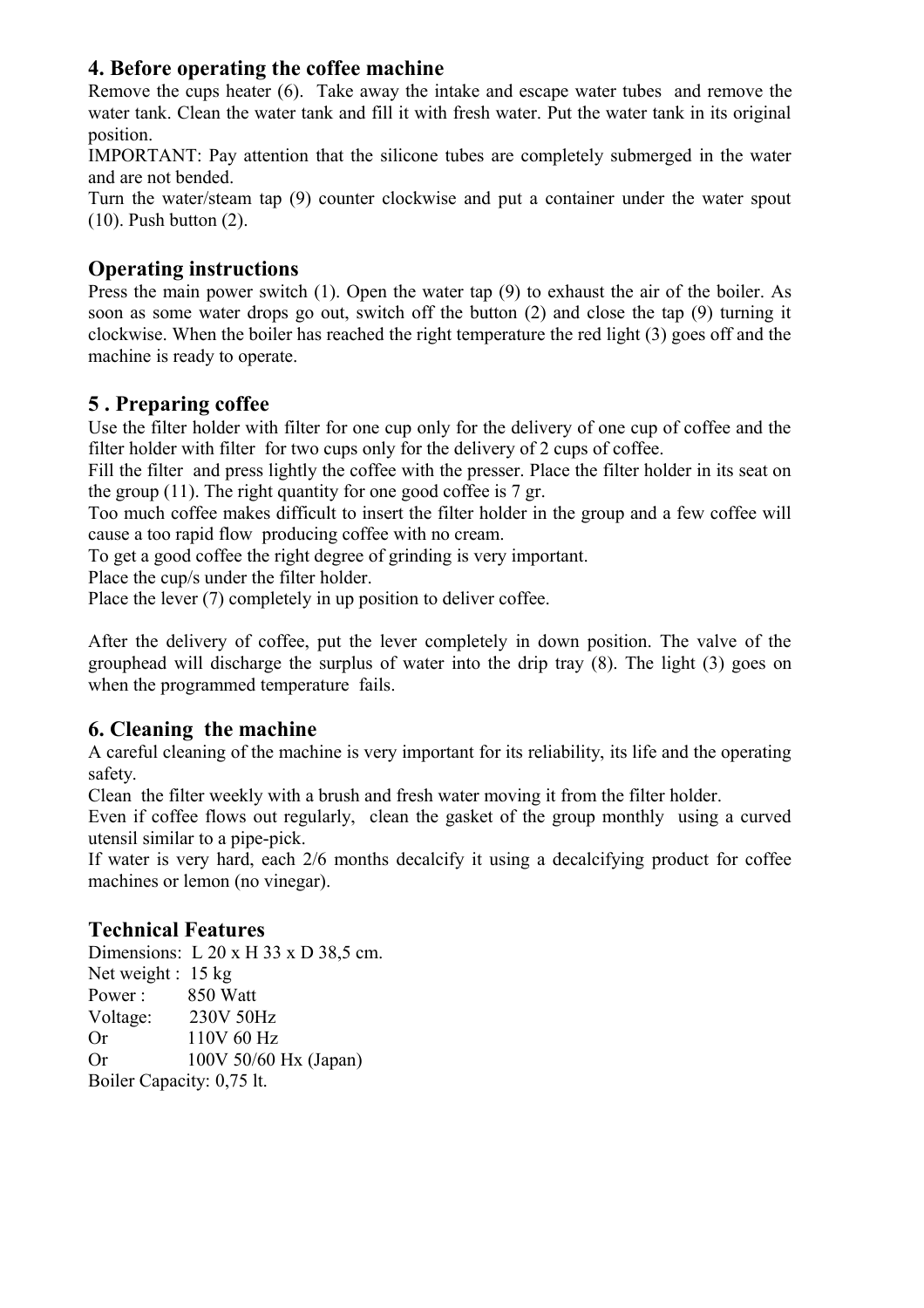## 4. Before operating the coffee machine

Remove the cups heater (6). Take away the intake and escape water tubes and remove the water tank. Clean the water tank and fill it with fresh water. Put the water tank in its original position.

IMPORTANT: Pay attention that the silicone tubes are completely submerged in the water and are not bended.

Turn the water/steam tap (9) counter clockwise and put a container under the water spout (10). Push button (2).

## Operating instructions

Press the main power switch (1). Open the water tap (9) to exhaust the air of the boiler. As soon as some water drops go out, switch off the button (2) and close the tap (9) turning it clockwise. When the boiler has reached the right temperature the red light (3) goes off and the machine is ready to operate.

## 5 . Preparing coffee

Use the filter holder with filter for one cup only for the delivery of one cup of coffee and the filter holder with filter for two cups only for the delivery of 2 cups of coffee.

Fill the filter and press lightly the coffee with the presser. Place the filter holder in its seat on the group (11). The right quantity for one good coffee is 7 gr.

Too much coffee makes difficult to insert the filter holder in the group and a few coffee will cause a too rapid flow producing coffee with no cream.

To get a good coffee the right degree of grinding is very important.

Place the cup/s under the filter holder.

Place the lever (7) completely in up position to deliver coffee.

After the delivery of coffee, put the lever completely in down position. The valve of the grouphead will discharge the surplus of water into the drip tray (8). The light (3) goes on when the programmed temperature fails.

## 6. Cleaning the machine

A careful cleaning of the machine is very important for its reliability, its life and the operating safety.

Clean the filter weekly with a brush and fresh water moving it from the filter holder.

Even if coffee flows out regularly, clean the gasket of the group monthly using a curved utensil similar to a pipe-pick.

If water is very hard, each 2/6 months decalcify it using a decalcifying product for coffee machines or lemon (no vinegar).

## Technical Features

Dimensions: L 20 x H 33 x D 38,5 cm.
Net weight : 15 kg
Power : 850 Watt
Voltage: 230V 50Hz
Or 110V 60 Hz
Or 100V 50/60 Hx (Japan)
Boiler Capacity: 0,75 lt.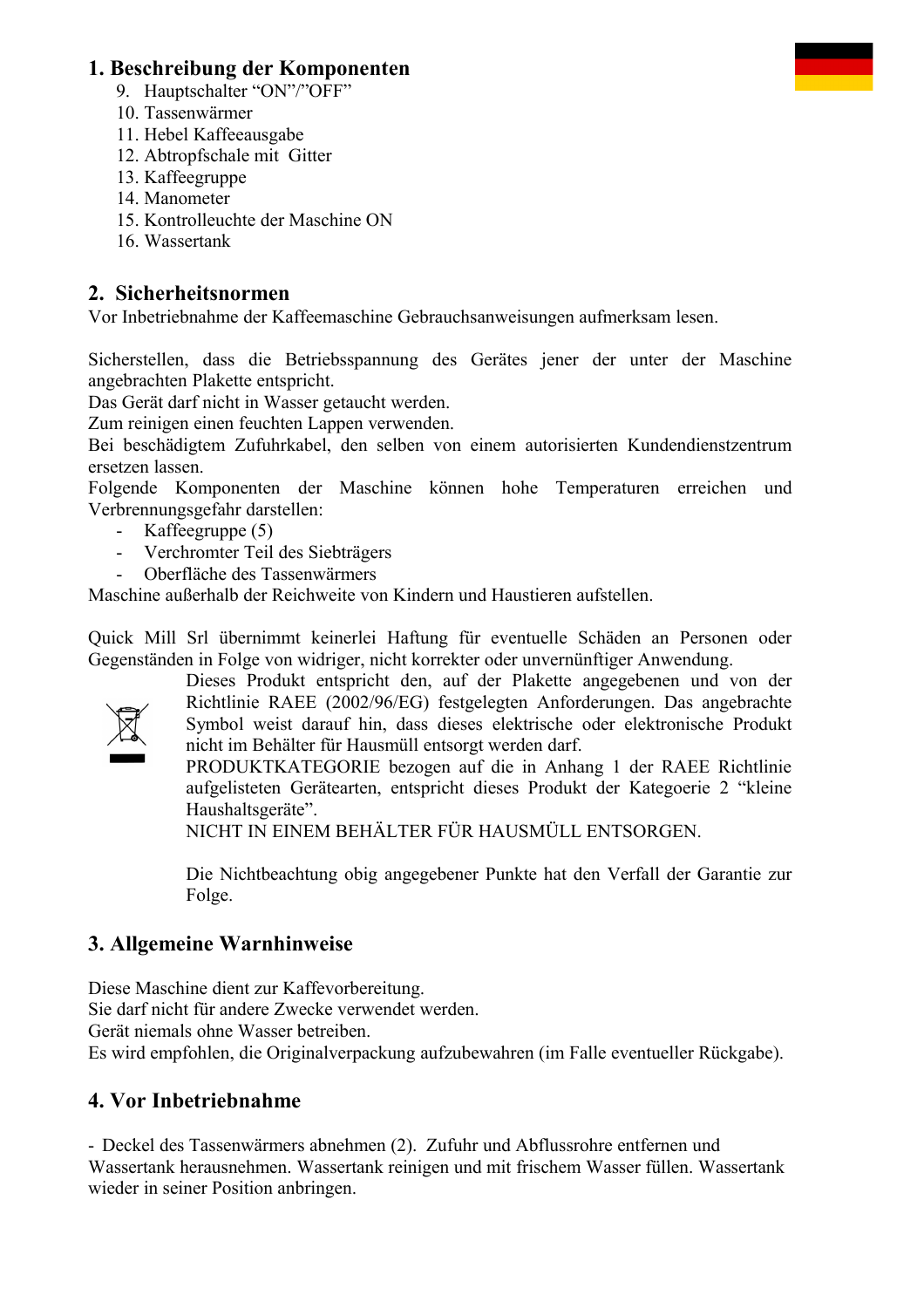## 1. Beschreibung der Komponenten

9. Hauptschalter "ON"/"OFF"
10. Tassenwärmer
11. Hebel Kaffeeausgabe
12. Abtropfschale mit Gitter
13. Kaffeegruppe
14. Manometer
15. Kontrolleuchte der Maschine ON
16. Wassertank

## 2. Sicherheitsnormen

Vor Inbetriebnahme der Kaffeemaschine Gebrauchsanweisungen aufmerksam lesen.

Sicherstellen, dass die Betriebsspannung des Gerätes jener der unter der Maschine angebrachten Plakette entspricht.
Das Gerät darf nicht in Wasser getaucht werden.
Zum reinigen einen feuchten Lappen verwenden.
Bei beschädigtem Zufuhrkabel, den selben von einem autorisierten Kundendienstzentrum ersetzen lassen.
Folgende Komponenten der Maschine können hohe Temperaturen erreichen und Verbrennungsgefahr darstellen:

- Kaffeegruppe (5)
- Verchromter Teil des Siebträgers
- Oberfläche des Tassenwärmers

Maschine außerhalb der Reichweite von Kindern und Haustieren aufstellen.

Quick Mill Srl übernimmt keinerlei Haftung für eventuelle Schäden an Personen oder Gegenständen in Folge von widriger, nicht korrekter oder unvernünftiger Anwendung.

Dieses Produkt entspricht den, auf der Plakette angegebenen und von der Richtlinie RAEE (2002/96/EG) festgelegten Anforderungen. Das angebrachte Symbol weist darauf hin, dass dieses elektrische oder elektronische Produkt nicht im Behälter für Hausmüll entsorgt werden darf.
PRODUKTKATEGORIE bezogen auf die in Anhang 1 der RAEE Richtlinie aufgelisteten Gerätearten, entspricht dieses Produkt der Kategoerie 2 "kleine Haushaltsgeräte".
NICHT IN EINEM BEHÄLTER FÜR HAUSMÜLL ENTSORGEN.

Die Nichtbeachtung obig angegebener Punkte hat den Verfall der Garantie zur Folge.

## 3. Allgemeine Warnhinweise

Diese Maschine dient zur Kaffevorbereitung.
Sie darf nicht für andere Zwecke verwendet werden.
Gerät niemals ohne Wasser betreiben.
Es wird empfohlen, die Originalverpackung aufzubewahren (im Falle eventueller Rückgabe).

## 4. Vor Inbetriebnahme

- Deckel des Tassenwärmers abnehmen (2). Zufuhr und Abflussrohre entfernen und Wassertank herausnehmen. Wassertank reinigen und mit frischem Wasser füllen. Wassertank wieder in seiner Position anbringen.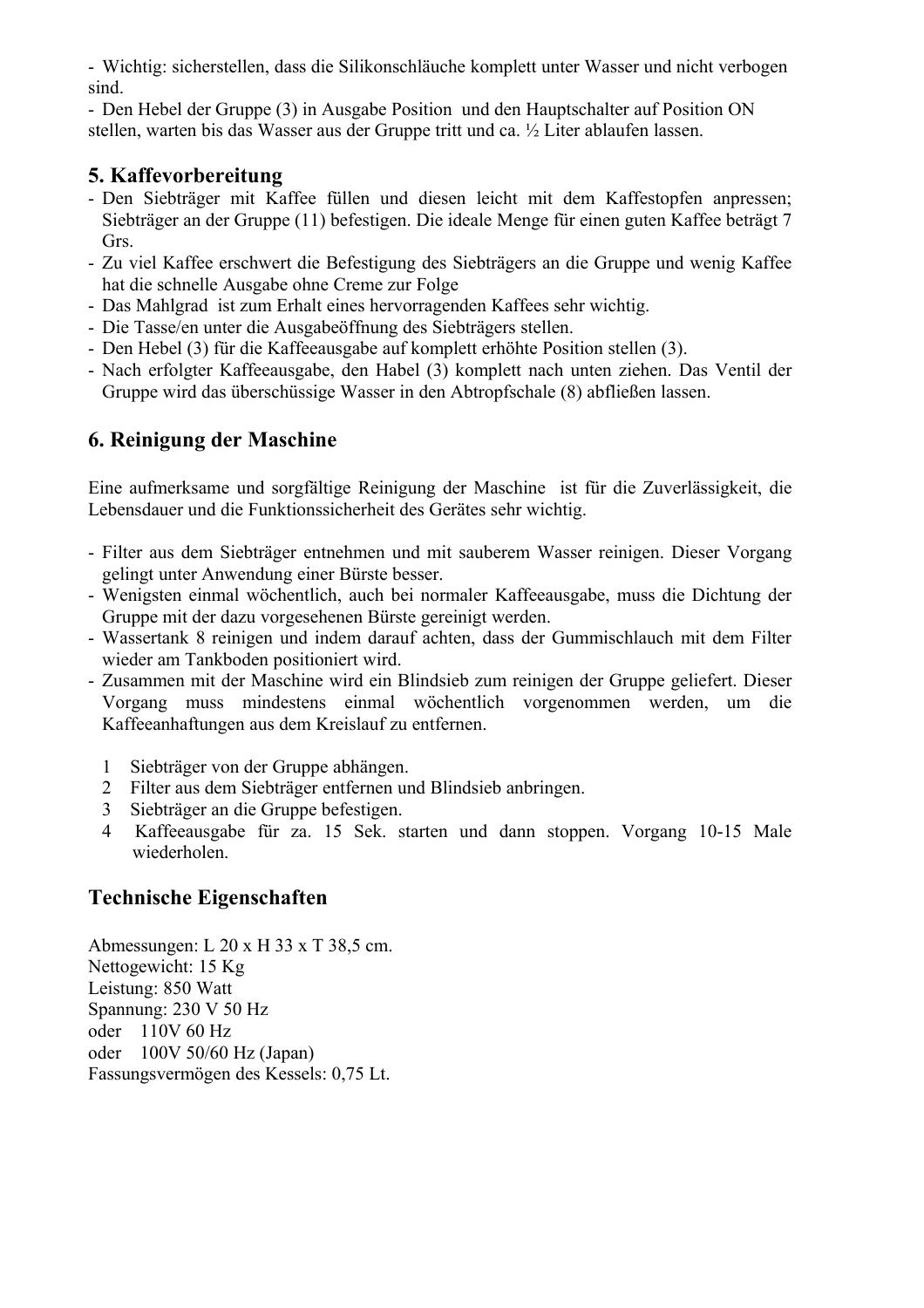- Wichtig: sicherstellen, dass die Silikonschläuche komplett unter Wasser und nicht verbogen sind.
- Den Hebel der Gruppe (3) in Ausgabe Position und den Hauptschalter auf Position ON stellen, warten bis das Wasser aus der Gruppe tritt und ca. ½ Liter ablaufen lassen.

## 5. Kaffevorbereitung

- Den Siebträger mit Kaffee füllen und diesen leicht mit dem Kaffestopfen anpressen; Siebträger an der Gruppe (11) befestigen. Die ideale Menge für einen guten Kaffee beträgt 7 Grs.
- Zu viel Kaffee erschwert die Befestigung des Siebträgers an die Gruppe und wenig Kaffee hat die schnelle Ausgabe ohne Creme zur Folge
- Das Mahlgrad ist zum Erhalt eines hervorragenden Kaffees sehr wichtig.
- Die Tasse/en unter die Ausgabeöffnung des Siebträgers stellen.
- Den Hebel (3) für die Kaffeeausgabe auf komplett erhöhte Position stellen (3).
- Nach erfolgter Kaffeeausgabe, den Habel (3) komplett nach unten ziehen. Das Ventil der Gruppe wird das überschüssige Wasser in den Abtropfschale (8) abfließen lassen.

## 6. Reinigung der Maschine

Eine aufmerksame und sorgfältige Reinigung der Maschine ist für die Zuverlässigkeit, die Lebensdauer und die Funktionssicherheit des Gerätes sehr wichtig.

- Filter aus dem Siebträger entnehmen und mit sauberem Wasser reinigen. Dieser Vorgang gelingt unter Anwendung einer Bürste besser.
- Wenigsten einmal wöchentlich, auch bei normaler Kaffeeausgabe, muss die Dichtung der Gruppe mit der dazu vorgesehenen Bürste gereinigt werden.
- Wassertank 8 reinigen und indem darauf achten, dass der Gummischlauch mit dem Filter wieder am Tankboden positioniert wird.
- Zusammen mit der Maschine wird ein Blindsieb zum reinigen der Gruppe geliefert. Dieser Vorgang muss mindestens einmal wöchentlich vorgenommen werden, um die Kaffeeanhaftungen aus dem Kreislauf zu entfernen.

1. Siebträger von der Gruppe abhängen.
2. Filter aus dem Siebträger entfernen und Blindsieb anbringen.
3. Siebträger an die Gruppe befestigen.
4. Kaffeeausgabe für za. 15 Sek. starten und dann stoppen. Vorgang 10-15 Male wiederholen.

## Technische Eigenschaften

Abmessungen: L 20 x H 33 x T 38,5 cm.
Nettogewicht: 15 Kg
Leistung: 850 Watt
Spannung: 230 V 50 Hz
oder 110V 60 Hz
oder 100V 50/60 Hz (Japan)
Fassungsvermögen des Kessels: 0,75 Lt.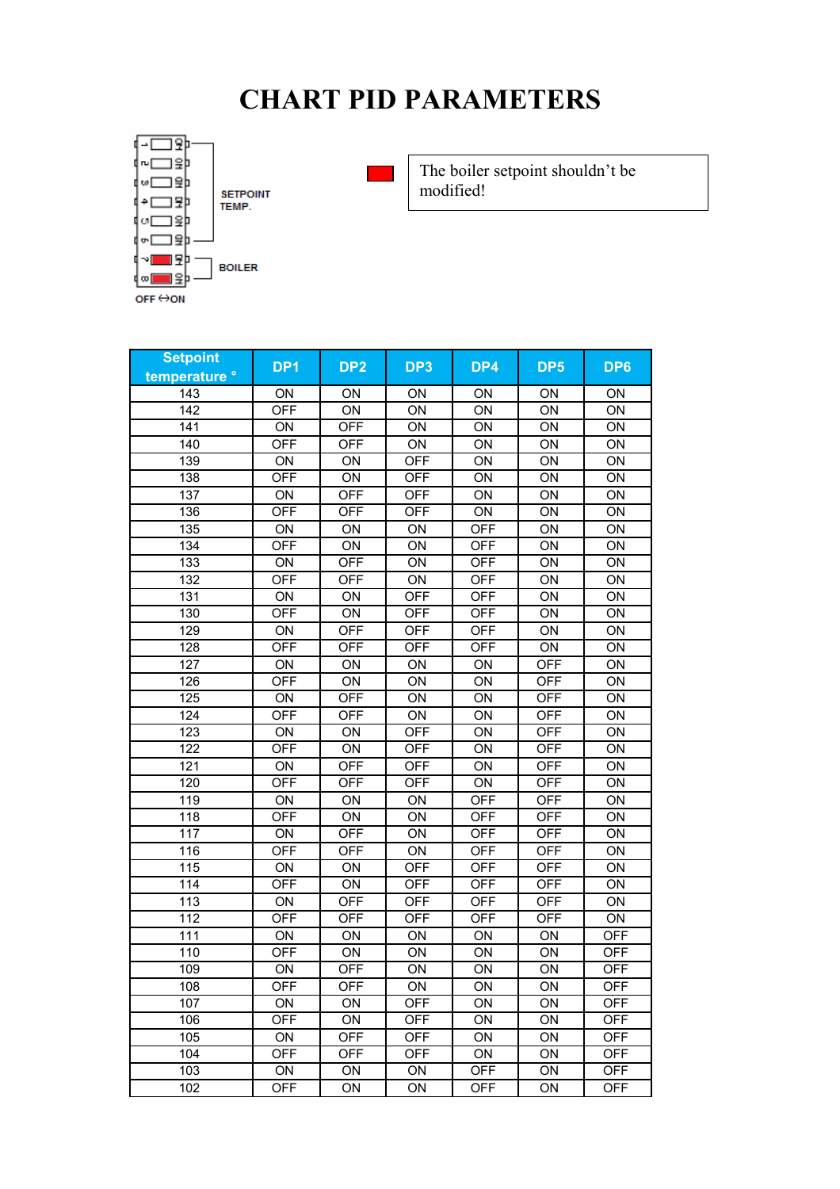# CHART PID PARAMETERS

SETPOINT TEMP.

BOILER

OFF ↔ON

The boiler setpoint shouldn't be modified!

| Setpoint temperature ° | DP1 | DP2 | DP3 | DP4 | DP5 | DP6 |
|---|---|---|---|---|---|---|
| 143 | ON | ON | ON | ON | ON | ON |
| 142 | OFF | ON | ON | ON | ON | ON |
| 141 | ON | OFF | ON | ON | ON | ON |
| 140 | OFF | OFF | ON | ON | ON | ON |
| 139 | ON | ON | OFF | ON | ON | ON |
| 138 | OFF | ON | OFF | ON | ON | ON |
| 137 | ON | OFF | OFF | ON | ON | ON |
| 136 | OFF | OFF | OFF | ON | ON | ON |
| 135 | ON | ON | ON | OFF | ON | ON |
| 134 | OFF | ON | ON | OFF | ON | ON |
| 133 | ON | OFF | ON | OFF | ON | ON |
| 132 | OFF | OFF | ON | OFF | ON | ON |
| 131 | ON | ON | OFF | OFF | ON | ON |
| 130 | OFF | ON | OFF | OFF | ON | ON |
| 129 | ON | OFF | OFF | OFF | ON | ON |
| 128 | OFF | OFF | OFF | OFF | ON | ON |
| 127 | ON | ON | ON | ON | OFF | ON |
| 126 | OFF | ON | ON | ON | OFF | ON |
| 125 | ON | OFF | ON | ON | OFF | ON |
| 124 | OFF | OFF | ON | ON | OFF | ON |
| 123 | ON | ON | OFF | ON | OFF | ON |
| 122 | OFF | ON | OFF | ON | OFF | ON |
| 121 | ON | OFF | OFF | ON | OFF | ON |
| 120 | OFF | OFF | OFF | ON | OFF | ON |
| 119 | ON | ON | ON | OFF | OFF | ON |
| 118 | OFF | ON | ON | OFF | OFF | ON |
| 117 | ON | OFF | ON | OFF | OFF | ON |
| 116 | OFF | OFF | ON | OFF | OFF | ON |
| 115 | ON | ON | OFF | OFF | OFF | ON |
| 114 | OFF | ON | OFF | OFF | OFF | ON |
| 113 | ON | OFF | OFF | OFF | OFF | ON |
| 112 | OFF | OFF | OFF | OFF | OFF | ON |
| 111 | ON | ON | ON | ON | ON | OFF |
| 110 | OFF | ON | ON | ON | ON | OFF |
| 109 | ON | OFF | ON | ON | ON | OFF |
| 108 | OFF | OFF | ON | ON | ON | OFF |
| 107 | ON | ON | OFF | ON | ON | OFF |
| 106 | OFF | ON | OFF | ON | ON | OFF |
| 105 | ON | OFF | OFF | ON | ON | OFF |
| 104 | OFF | OFF | OFF | ON | ON | OFF |
| 103 | ON | ON | ON | OFF | ON | OFF |
| 102 | OFF | ON | ON | OFF | ON | OFF |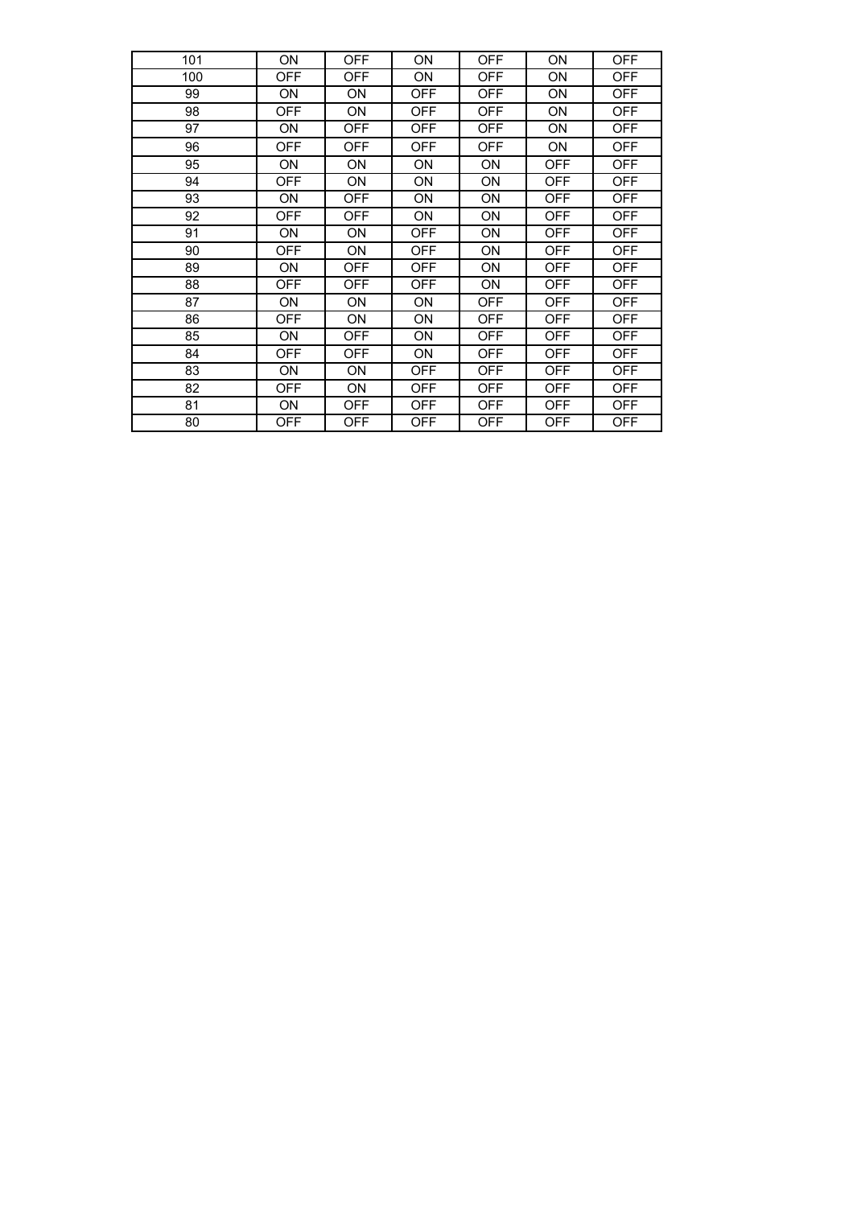| 101 | ON | OFF | ON | OFF | ON | OFF |
|---|---|---|---|---|---|---|
| 100 | OFF | OFF | ON | OFF | ON | OFF |
| 99 | ON | ON | OFF | OFF | ON | OFF |
| 98 | OFF | ON | OFF | OFF | ON | OFF |
| 97 | ON | OFF | OFF | OFF | ON | OFF |
| 96 | OFF | OFF | OFF | OFF | ON | OFF |
| 95 | ON | ON | ON | ON | OFF | OFF |
| 94 | OFF | ON | ON | ON | OFF | OFF |
| 93 | ON | OFF | ON | ON | OFF | OFF |
| 92 | OFF | OFF | ON | ON | OFF | OFF |
| 91 | ON | ON | OFF | ON | OFF | OFF |
| 90 | OFF | ON | OFF | ON | OFF | OFF |
| 89 | ON | OFF | OFF | ON | OFF | OFF |
| 88 | OFF | OFF | OFF | ON | OFF | OFF |
| 87 | ON | ON | ON | OFF | OFF | OFF |
| 86 | OFF | ON | ON | OFF | OFF | OFF |
| 85 | ON | OFF | ON | OFF | OFF | OFF |
| 84 | OFF | OFF | ON | OFF | OFF | OFF |
| 83 | ON | ON | OFF | OFF | OFF | OFF |
| 82 | OFF | ON | OFF | OFF | OFF | OFF |
| 81 | ON | OFF | OFF | OFF | OFF | OFF |
| 80 | OFF | OFF | OFF | OFF | OFF | OFF |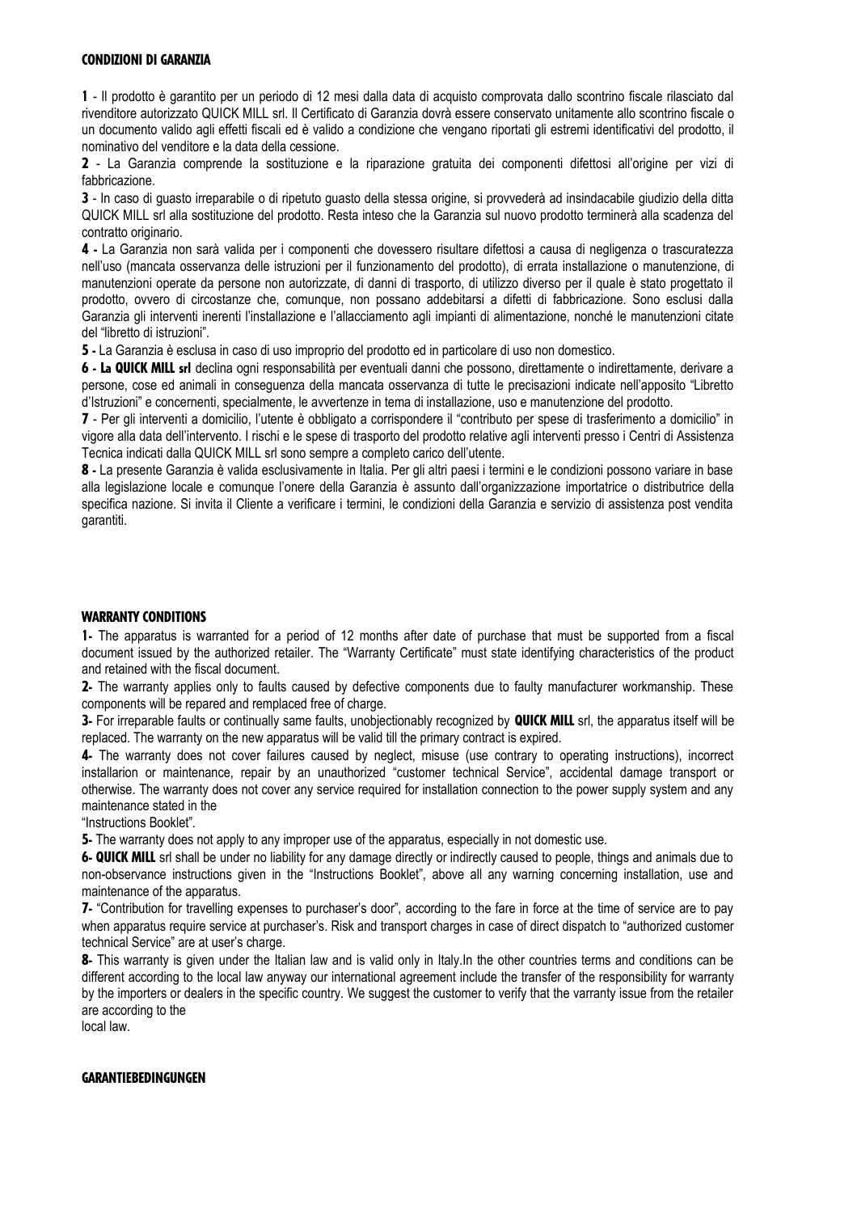## CONDIZIONI DI GARANZIA

**1** - Il prodotto è garantito per un periodo di 12 mesi dalla data di acquisto comprovata dallo scontrino fiscale rilasciato dal rivenditore autorizzato QUICK MILL srl. Il Certificato di Garanzia dovrà essere conservato unitamente allo scontrino fiscale o un documento valido agli effetti fiscali ed è valido a condizione che vengano riportati gli estremi identificativi del prodotto, il nominativo del venditore e la data della cessione.

**2** - La Garanzia comprende la sostituzione e la riparazione gratuita dei componenti difettosi all'origine per vizi di fabbricazione.

**3** - In caso di guasto irreparabile o di ripetuto guasto della stessa origine, si provvederà ad insindacabile giudizio della ditta QUICK MILL srl alla sostituzione del prodotto. Resta inteso che la Garanzia sul nuovo prodotto terminerà alla scadenza del contratto originario.

**4 -** La Garanzia non sarà valida per i componenti che dovessero risultare difettosi a causa di negligenza o trascuratezza nell'uso (mancata osservanza delle istruzioni per il funzionamento del prodotto), di errata installazione o manutenzione, di manutenzioni operate da persone non autorizzate, di danni di trasporto, di utilizzo diverso per il quale è stato progettato il prodotto, ovvero di circostanze che, comunque, non possano addebitarsi a difetti di fabbricazione. Sono esclusi dalla Garanzia gli interventi inerenti l'installazione e l'allacciamento agli impianti di alimentazione, nonché le manutenzioni citate del "libretto di istruzioni".

**5 -** La Garanzia è esclusa in caso di uso improprio del prodotto ed in particolare di uso non domestico.

**6 - La QUICK MILL srl** declina ogni responsabilità per eventuali danni che possono, direttamente o indirettamente, derivare a persone, cose ed animali in conseguenza della mancata osservanza di tutte le precisazioni indicate nell'apposito "Libretto d'Istruzioni" e concernenti, specialmente, le avvertenze in tema di installazione, uso e manutenzione del prodotto.

**7** - Per gli interventi a domicilio, l'utente è obbligato a corrispondere il "contributo per spese di trasferimento a domicilio" in vigore alla data dell'intervento. I rischi e le spese di trasporto del prodotto relative agli interventi presso i Centri di Assistenza Tecnica indicati dalla QUICK MILL srl sono sempre a completo carico dell'utente.

**8 -** La presente Garanzia è valida esclusivamente in Italia. Per gli altri paesi i termini e le condizioni possono variare in base alla legislazione locale e comunque l'onere della Garanzia è assunto dall'organizzazione importatrice o distributrice della specifica nazione. Si invita il Cliente a verificare i termini, le condizioni della Garanzia e servizio di assistenza post vendita garantiti.

## WARRANTY CONDITIONS

**1-** The apparatus is warranted for a period of 12 months after date of purchase that must be supported from a fiscal document issued by the authorized retailer. The "Warranty Certificate" must state identifying characteristics of the product and retained with the fiscal document.

**2-** The warranty applies only to faults caused by defective components due to faulty manufacturer workmanship. These components will be repared and remplaced free of charge.

**3-** For irreparable faults or continually same faults, unobjectionably recognized by **QUICK MILL** srl, the apparatus itself will be replaced. The warranty on the new apparatus will be valid till the primary contract is expired.

**4-** The warranty does not cover failures caused by neglect, misuse (use contrary to operating instructions), incorrect installarion or maintenance, repair by an unauthorized "customer technical Service", accidental damage transport or otherwise. The warranty does not cover any service required for installation connection to the power supply system and any maintenance stated in the "Instructions Booklet".

**5-** The warranty does not apply to any improper use of the apparatus, especially in not domestic use.

**6- QUICK MILL** srl shall be under no liability for any damage directly or indirectly caused to people, things and animals due to non-observance instructions given in the "Instructions Booklet", above all any warning concerning installation, use and maintenance of the apparatus.

**7-** "Contribution for travelling expenses to purchaser's door", according to the fare in force at the time of service are to pay when apparatus require service at purchaser's. Risk and transport charges in case of direct dispatch to "authorized customer technical Service" are at user's charge.

**8-** This warranty is given under the Italian law and is valid only in Italy.In the other countries terms and conditions can be different according to the local law anyway our international agreement include the transfer of the responsibility for warranty by the importers or dealers in the specific country. We suggest the customer to verify that the varranty issue from the retailer are according to the local law.

## GARANTIEBEDINGUNGEN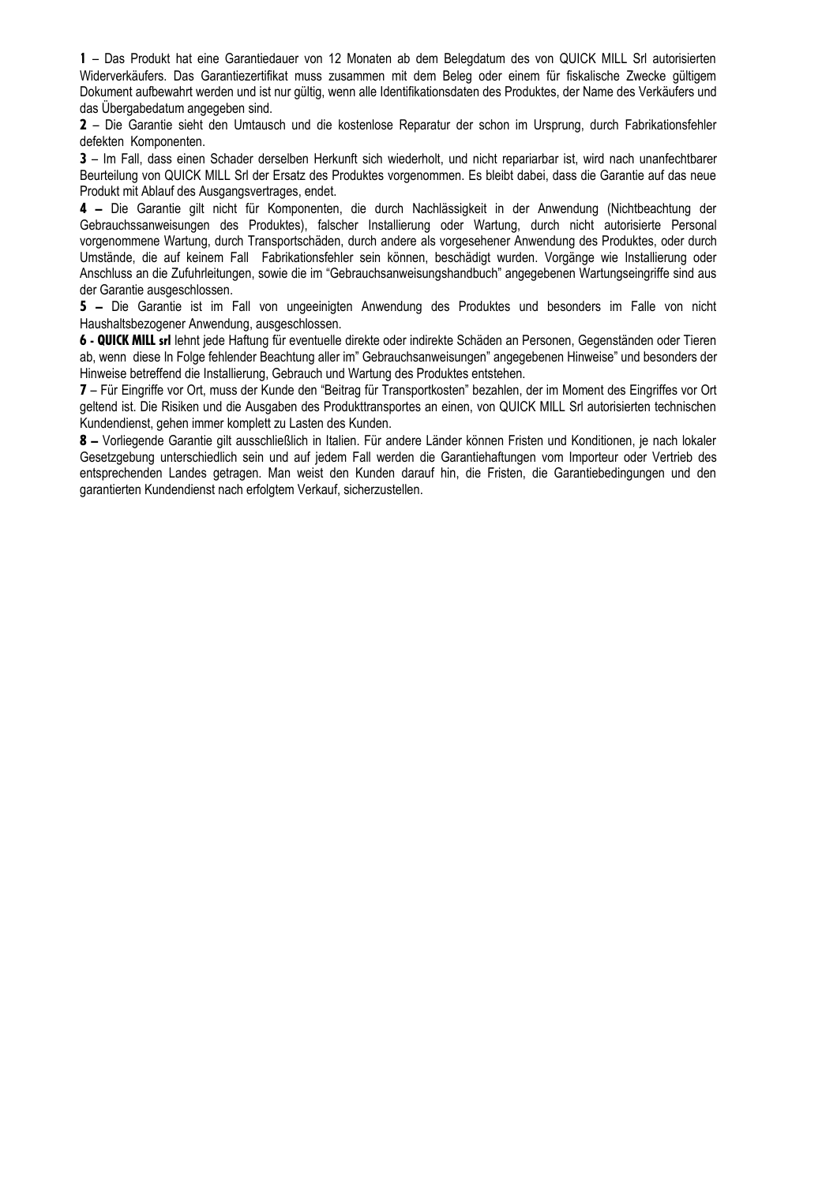**1** – Das Produkt hat eine Garantiedauer von 12 Monaten ab dem Belegdatum des von QUICK MILL Srl autorisierten Widerverkäufers. Das Garantiezertifikat muss zusammen mit dem Beleg oder einem für fiskalische Zwecke gültigem Dokument aufbewahrt werden und ist nur gültig, wenn alle Identifikationsdaten des Produktes, der Name des Verkäufers und das Übergabedatum angegeben sind.

**2** – Die Garantie sieht den Umtausch und die kostenlose Reparatur der schon im Ursprung, durch Fabrikationsfehler defekten Komponenten.

**3** – Im Fall, dass einen Schader derselben Herkunft sich wiederholt, und nicht repariarbar ist, wird nach unanfechtbarer Beurteilung von QUICK MILL Srl der Ersatz des Produktes vorgenommen. Es bleibt dabei, dass die Garantie auf das neue Produkt mit Ablauf des Ausgangsvertrages, endet.

**4 –** Die Garantie gilt nicht für Komponenten, die durch Nachlässigkeit in der Anwendung (Nichtbeachtung der Gebrauchssanweisungen des Produktes), falscher Installierung oder Wartung, durch nicht autorisierte Personal vorgenommene Wartung, durch Transportschäden, durch andere als vorgesehener Anwendung des Produktes, oder durch Umstände, die auf keinem Fall Fabrikationsfehler sein können, beschädigt wurden. Vorgänge wie Installierung oder Anschluss an die Zufuhrleitungen, sowie die im "Gebrauchsanweisungshandbuch" angegebenen Wartungseingriffe sind aus der Garantie ausgeschlossen.

**5 –** Die Garantie ist im Fall von ungeeinigten Anwendung des Produktes und besonders im Falle von nicht Haushaltsbezogener Anwendung, ausgeschlossen.

**6 - QUICK MILL srl** lehnt jede Haftung für eventuelle direkte oder indirekte Schäden an Personen, Gegenständen oder Tieren ab, wenn diese In Folge fehlender Beachtung aller im" Gebrauchsanweisungen" angegebenen Hinweise" und besonders der Hinweise betreffend die Installierung, Gebrauch und Wartung des Produktes entstehen.

**7** – Für Eingriffe vor Ort, muss der Kunde den "Beitrag für Transportkosten" bezahlen, der im Moment des Eingriffes vor Ort geltend ist. Die Risiken und die Ausgaben des Produkttransportes an einen, von QUICK MILL Srl autorisierten technischen Kundendienst, gehen immer komplett zu Lasten des Kunden.

**8 –** Vorliegende Garantie gilt ausschließlich in Italien. Für andere Länder können Fristen und Konditionen, je nach lokaler Gesetzgebung unterschiedlich sein und auf jedem Fall werden die Garantiehaftungen vom Importeur oder Vertrieb des entsprechenden Landes getragen. Man weist den Kunden darauf hin, die Fristen, die Garantiebedingungen und den garantierten Kundendienst nach erfolgtem Verkauf, sicherzustellen.